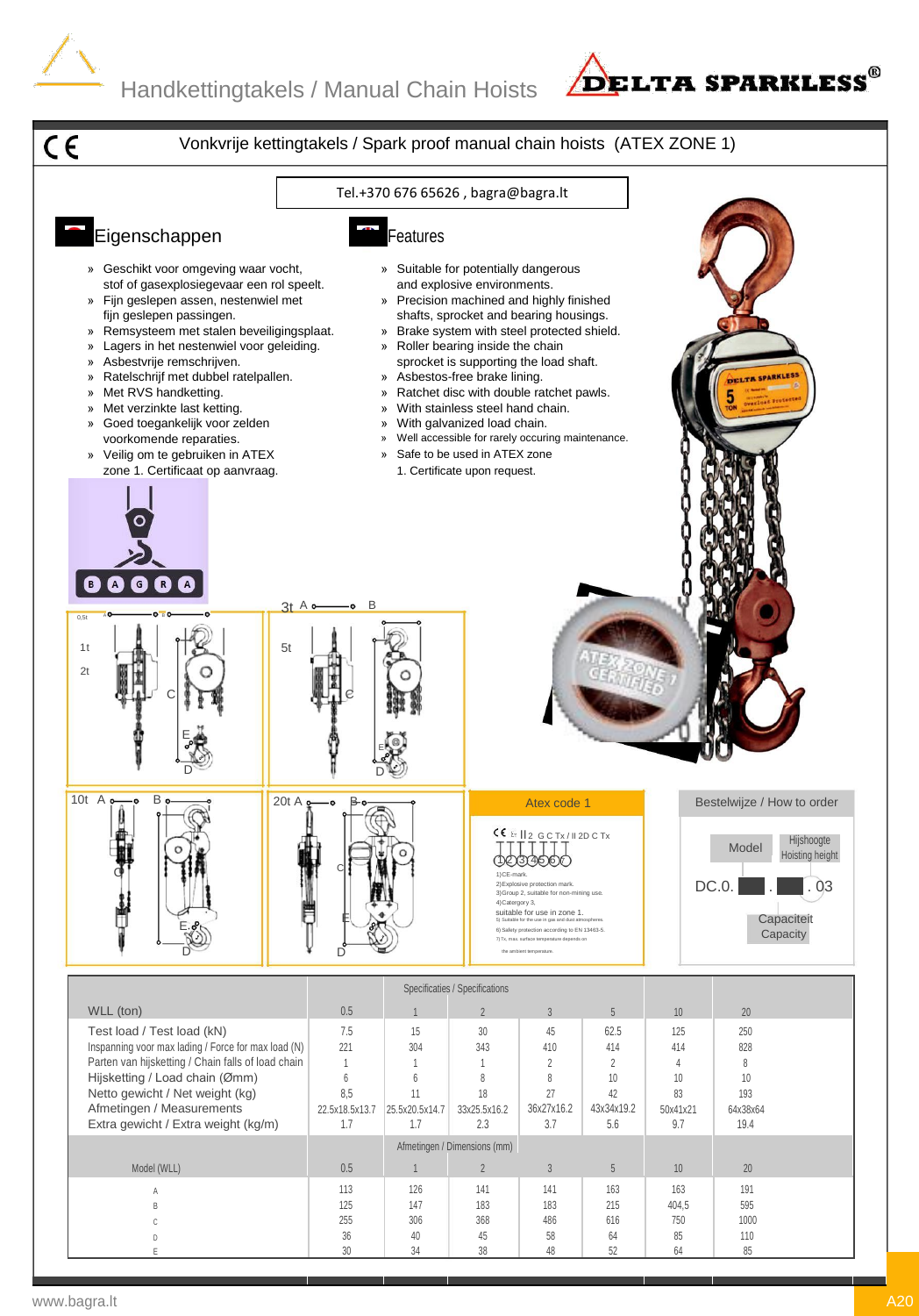# Handkettingtakels / Manual Chain Hoists

**DELTA SPARKLESS®**

## Vonkvrije kettingtakels / Spark proof manual chain hoists (ATEX ZONE 1)

Tel.+370 676 65626 , bagra@bagra.lt

### Eigenschappen

- Geschikt voor omgeving waar vocht, stof of gasexplosiegevaar een rol speelt.
- Fijn geslepen assen, nestenwiel met fijn geslepen passingen.
- Remsysteem met stalen beveiligingsplaat.
- Lagers in het nestenwiel voor geleiding.
- Asbestvrije remschrijven.
- Ratelschrijf met dubbel ratelpallen.
- Met RVS handketting.
- Met verzinkte last ketting.
- Goed toegankelijk voor zelden voorkomende reparaties.
- Veilig om te gebruiken in ATEX zone 1. Certificaat op aanvraag.

### Features

- Suitable for potentially dangerous and explosive environments.
- Precision machined and highly finished shafts, sprocket and bearing housings.
- Brake system with steel protected shield.
- Roller bearing inside the chain sprocket is supporting the load shaft.
- Asbestos-free brake lining.
- Ratchet disc with double ratchet pawls.
- With stainless steel hand chain.
- With galvanized load chain.
- Well accessible for rarely occuring maintenance.
- Safe to be used in ATEX zone 1. Certificate upon request.

0,5t, 1t, 2t — 3t, 5t — 10t — 20t (A, B, C, D, E)

### Atex code 1

CE Ex II 2 G C Tx / II 2D C Tx

1) CE-mark.
2) Explosive protection mark.
3) Group 2, suitable for non-mining use.
4) Catergory 3,
suitable for use in zone 1.
5) Suitable for the use in gas and dust atmospheres
6) Safety protection according to EN 13463-5.
7) Tx, max. surface temperature depends on the ambient temperature.

### Bestelwijze / How to order

Model — Hijshoogte / Hoisting height

DC.0. ▇ . ▇ . 03

Capaciteit / Capacity

| Specificaties / Specifications | | | | | | | |
|---|---|---|---|---|---|---|---|
| WLL (ton) | 0.5 | 1 | 2 | 3 | 5 | 10 | 20 |
| Test load / Test load (kN) | 7.5 | 15 | 30 | 45 | 62.5 | 125 | 250 |
| Inspanning voor max lading / Force for max load (N) | 221 | 304 | 343 | 410 | 414 | 414 | 828 |
| Parten van hijsketting / Chain falls of load chain | 1 | 1 | 1 | 2 | 2 | 4 | 8 |
| Hijsketting / Load chain (Ømm) | 6 | 6 | 8 | 8 | 10 | 10 | 10 |
| Netto gewicht / Net weight (kg) | 8,5 | 11 | 18 | 27 | 42 | 83 | 193 |
| Afmetingen / Measurements | 22.5x18.5x13.7 | 25.5x20.5x14.7 | 33x25.5x16.2 | 36x27x16.2 | 43x34x19.2 | 50x41x21 | 64x38x64 |
| Extra gewicht / Extra weight (kg/m) | 1.7 | 1.7 | 2.3 | 3.7 | 5.6 | 9.7 | 19.4 |
| Afmetingen / Dimensions (mm) | | | | | | | |
| Model (WLL) | 0.5 | 1 | 2 | 3 | 5 | 10 | 20 |
| A | 113 | 126 | 141 | 141 | 163 | 163 | 191 |
| B | 125 | 147 | 183 | 183 | 215 | 404,5 | 595 |
| C | 255 | 306 | 368 | 486 | 616 | 750 | 1000 |
| D | 36 | 40 | 45 | 58 | 64 | 85 | 110 |
| E | 30 | 34 | 38 | 48 | 52 | 64 | 85 |

www.bagra.lt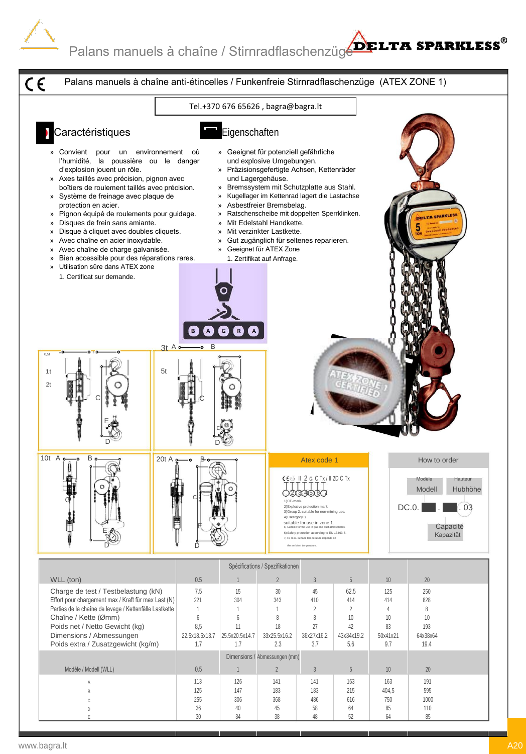# Palans manuels à chaîne / Stirnradflaschenzüge

## Palans manuels à chaîne anti-étincelles / Funkenfreie Stirnradflaschenzüge (ATEX ZONE 1)

Tel.+370 676 65626 , bagra@bagra.lt

### Caractéristiques

- Convient pour un environnement où l'humidité, la poussière ou le danger d'explosion jouent un rôle.
- Axes taillés avec précision, pignon avec boîtiers de roulement taillés avec précision.
- Système de freinage avec plaque de protection en acier.
- Pignon équipé de roulements pour guidage.
- Disques de frein sans amiante.
- Disque à cliquet avec doubles cliquets.
- Avec chaîne en acier inoxydable.
- Avec chaîne de charge galvanisée.
- Bien accessible pour des réparations rares.
- Utilisation sûre dans ATEX zone
  1. Certificat sur demande.

### Eigenschaften

- Geeignet für potenziell gefährliche und explosive Umgebungen.
- Präzisionsgefertigte Achsen, Kettenräder und Lagergehäuse.
- Bremssystem mit Schutzplatte aus Stahl.
- Kugellager im Kettenrad lagert die Lastachse
- Asbestfreier Bremsbelag.
- Ratschenscheibe mit doppelten Sperrklinken.
- Mit Edelstahl Handkette.
- Mit verzinkter Lastkette.
- Gut zugänglich für seltenes reparieren.
- Geeignet für ATEX Zone
  1. Zertifikat auf Anfrage.

0,5t  
1t  
2t  
3t  
5t  
10t  
20t

A B C D E

### Atex code 1

CE Ex II 2 G C Tx / II 2D C Tx

1)CE-mark.  
2)Explosive protection mark.  
3)Group 2, suitable for non-mining use.  
4)Catergory 3,  
suitable for use in zone 1.  
5) Suitable for the use in gas and dust atmospheres.  
6) Safety protection according to EN 13463-5.  
7) Tx, max. surface temperature depends on the ambient temperature.

### How to order

Modèle / Modell — Hauteur / Hubhöhe

DC.0. ___ . ___ . 03

Capacité / Kapazität

| Spécifications / Spezifikationen | | | | | | | |
|---|---|---|---|---|---|---|---|
| WLL (ton) | 0.5 | 1 | 2 | 3 | 5 | 10 | 20 |
| Charge de test / Testbelastung (kN) | 7.5 | 15 | 30 | 45 | 62.5 | 125 | 250 |
| Effort pour chargement max / Kraft für max Last (N) | 221 | 304 | 343 | 410 | 414 | 414 | 828 |
| Parties de la chaîne de levage / Kettenfälle Lastkette | 1 | 1 | 1 | 2 | 2 | 4 | 8 |
| Chaîne / Kette (Ømm) | 6 | 6 | 8 | 8 | 10 | 10 | 10 |
| Poids net / Netto Gewicht (kg) | 8,5 | 11 | 18 | 27 | 42 | 83 | 193 |
| Dimensions / Abmessungen | 22.5x18.5x13.7 | 25.5x20.5x14.7 | 33x25.5x16.2 | 36x27x16.2 | 43x34x19.2 | 50x41x21 | 64x38x64 |
| Poids extra / Zusatzgewicht (kg/m) | 1.7 | 1.7 | 2.3 | 3.7 | 5.6 | 9.7 | 19.4 |

| Dimensions / Abmessungen (mm) | | | | | | | |
|---|---|---|---|---|---|---|---|
| Modèle / Modell (WLL) | 0.5 | 1 | 2 | 3 | 5 | 10 | 20 |
| A | 113 | 126 | 141 | 141 | 163 | 163 | 191 |
| B | 125 | 147 | 183 | 183 | 215 | 404,5 | 595 |
| C | 255 | 306 | 368 | 486 | 616 | 750 | 1000 |
| D | 36 | 40 | 45 | 58 | 64 | 85 | 110 |
| E | 30 | 34 | 38 | 48 | 52 | 64 | 85 |

www.bagra.lt